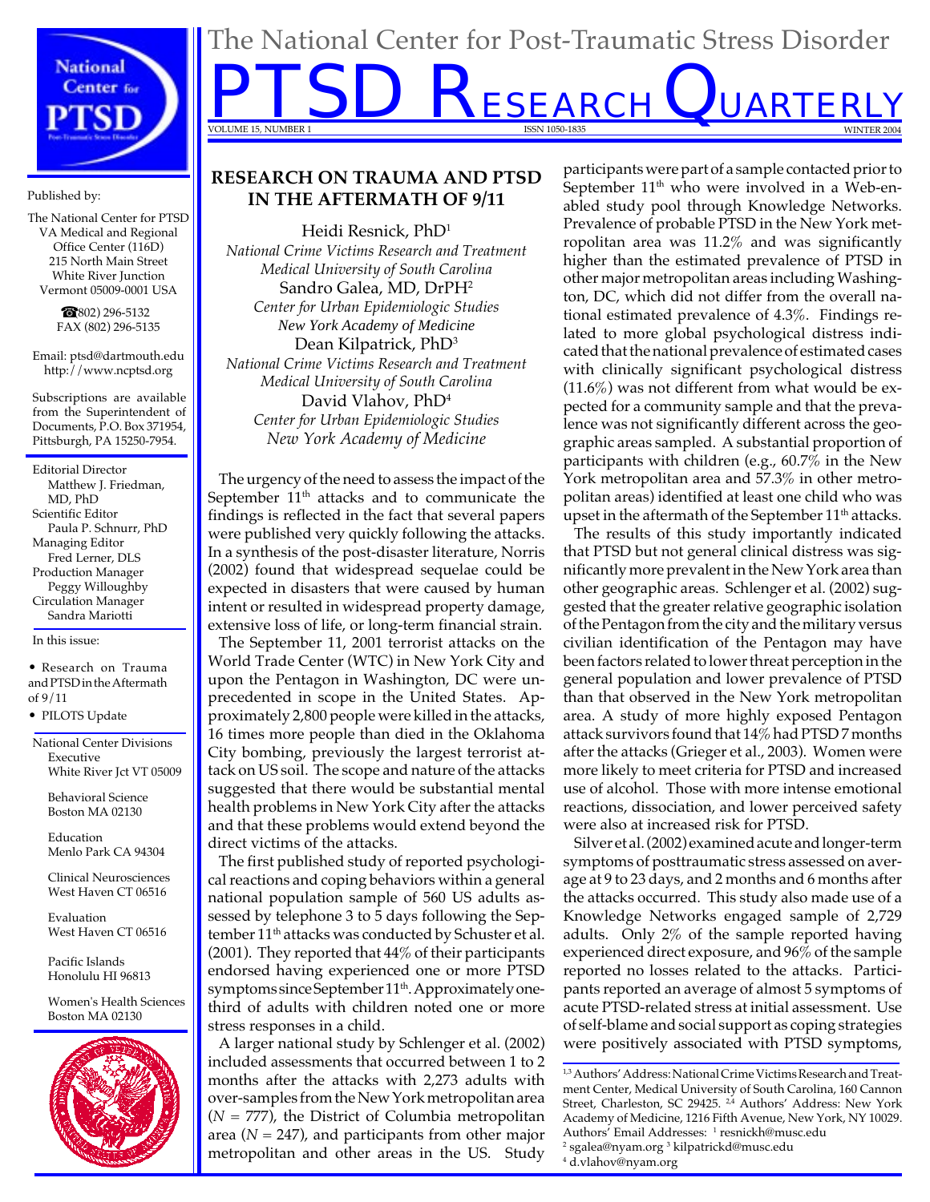# The National Center for Post-Traumatic Stress Disorder

# PTSD RESEARCH QUARTERLY

VOLUME 15, NUMBER 1 ISSN 1050-1835 WINTER 2004

Published by:

The National Center for PTSD
VA Medical and Regional Office Center (116D)
215 North Main Street
White River Junction
Vermont 05009-0001 USA

☎(802) 296-5132
FAX (802) 296-5135

Email: ptsd@dartmouth.edu
http://www.ncptsd.org

Subscriptions are available from the Superintendent of Documents, P.O. Box 371954, Pittsburgh, PA 15250-7954.

Editorial Director
Matthew J. Friedman, MD, PhD
Scientific Editor
Paula P. Schnurr, PhD
Managing Editor
Fred Lerner, DLS
Production Manager
Peggy Willoughby
Circulation Manager
Sandra Mariotti

In this issue:

- Research on Trauma and PTSD in the Aftermath of 9/11
- PILOTS Update

National Center Divisions

Executive
White River Jct VT 05009

Behavioral Science
Boston MA 02130

Education
Menlo Park CA 94304

Clinical Neurosciences
West Haven CT 06516

Evaluation
West Haven CT 06516

Pacific Islands
Honolulu HI 96813

Women's Health Sciences
Boston MA 02130

## RESEARCH ON TRAUMA AND PTSD IN THE AFTERMATH OF 9/11

Heidi Resnick, PhD[1]
*National Crime Victims Research and Treatment*
*Medical University of South Carolina*
Sandro Galea, MD, DrPH[2]
*Center for Urban Epidemiologic Studies*
*New York Academy of Medicine*
Dean Kilpatrick, PhD[3]
*National Crime Victims Research and Treatment*
*Medical University of South Carolina*
David Vlahov, PhD[4]
*Center for Urban Epidemiologic Studies*
*New York Academy of Medicine*

The urgency of the need to assess the impact of the September 11th attacks and to communicate the findings is reflected in the fact that several papers were published very quickly following the attacks. In a synthesis of the post-disaster literature, Norris (2002) found that widespread sequelae could be expected in disasters that were caused by human intent or resulted in widespread property damage, extensive loss of life, or long-term financial strain.

The September 11, 2001 terrorist attacks on the World Trade Center (WTC) in New York City and upon the Pentagon in Washington, DC were unprecedented in scope in the United States. Approximately 2,800 people were killed in the attacks, 16 times more people than died in the Oklahoma City bombing, previously the largest terrorist attack on US soil. The scope and nature of the attacks suggested that there would be substantial mental health problems in New York City after the attacks and that these problems would extend beyond the direct victims of the attacks.

The first published study of reported psychological reactions and coping behaviors within a general national population sample of 560 US adults assessed by telephone 3 to 5 days following the September 11th attacks was conducted by Schuster et al. (2001). They reported that 44% of their participants endorsed having experienced one or more PTSD symptoms since September 11th. Approximately one-third of adults with children noted one or more stress responses in a child.

A larger national study by Schlenger et al. (2002) included assessments that occurred between 1 to 2 months after the attacks with 2,273 adults with over-samples from the New York metropolitan area (*N* = 777), the District of Columbia metropolitan area (*N* = 247), and participants from other major metropolitan and other areas in the US. Study participants were part of a sample contacted prior to September 11th who were involved in a Web-enabled study pool through Knowledge Networks. Prevalence of probable PTSD in the New York metropolitan area was 11.2% and was significantly higher than the estimated prevalence of PTSD in other major metropolitan areas including Washington, DC, which did not differ from the overall national estimated prevalence of 4.3%. Findings related to more global psychological distress indicated that the national prevalence of estimated cases with clinically significant psychological distress (11.6%) was not different from what would be expected for a community sample and that the prevalence was not significantly different across the geographic areas sampled. A substantial proportion of participants with children (e.g., 60.7% in the New York metropolitan area and 57.3% in other metropolitan areas) identified at least one child who was upset in the aftermath of the September 11th attacks.

The results of this study importantly indicated that PTSD but not general clinical distress was significantly more prevalent in the New York area than other geographic areas. Schlenger et al. (2002) suggested that the greater relative geographic isolation of the Pentagon from the city and the military versus civilian identification of the Pentagon may have been factors related to lower threat perception in the general population and lower prevalence of PTSD than that observed in the New York metropolitan area. A study of more highly exposed Pentagon attack survivors found that 14% had PTSD 7 months after the attacks (Grieger et al., 2003). Women were more likely to meet criteria for PTSD and increased use of alcohol. Those with more intense emotional reactions, dissociation, and lower perceived safety were also at increased risk for PTSD.

Silver et al. (2002) examined acute and longer-term symptoms of posttraumatic stress assessed on average at 9 to 23 days, and 2 months and 6 months after the attacks occurred. This study also made use of a Knowledge Networks engaged sample of 2,729 adults. Only 2% of the sample reported having experienced direct exposure, and 96% of the sample reported no losses related to the attacks. Participants reported an average of almost 5 symptoms of acute PTSD-related stress at initial assessment. Use of self-blame and social support as coping strategies were positively associated with PTSD symptoms,

[1,3] Authors' Address: National Crime Victims Research and Treatment Center, Medical University of South Carolina, 160 Cannon Street, Charleston, SC 29425. [2,4] Authors' Address: New York Academy of Medicine, 1216 Fifth Avenue, New York, NY 10029. Authors' Email Addresses: [1] resnickh@musc.edu [2] sgalea@nyam.org [3] kilpatrickd@musc.edu [4] d.vlahov@nyam.org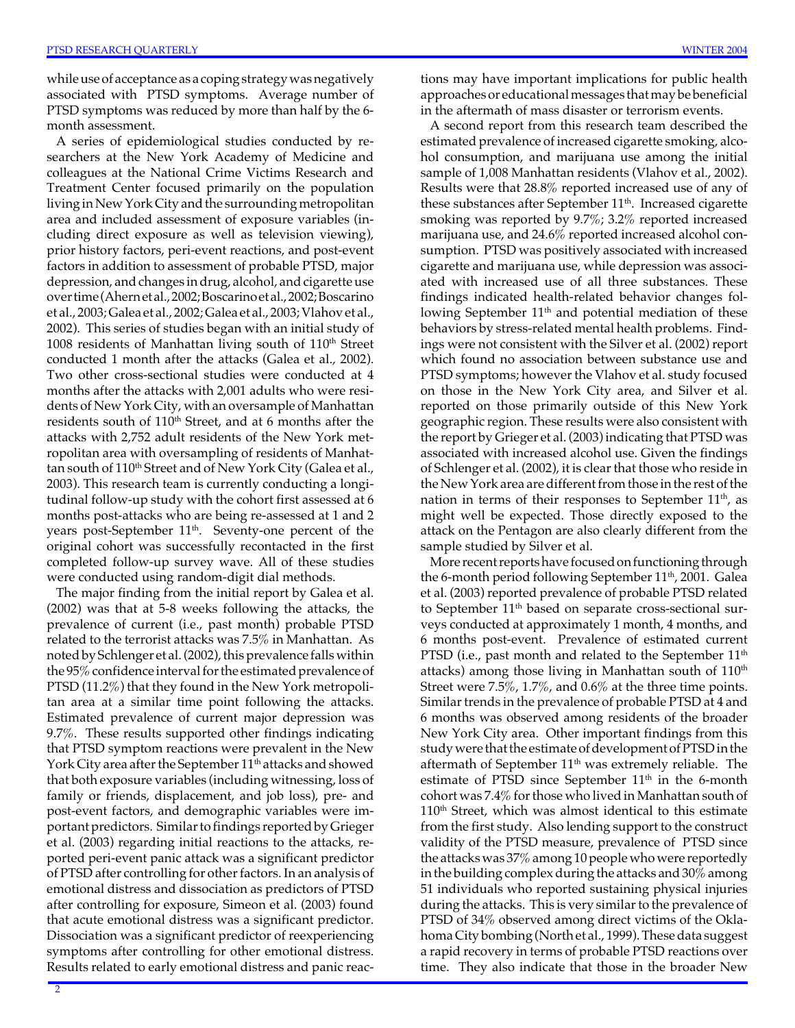while use of acceptance as a coping strategy was negatively associated with PTSD symptoms. Average number of PTSD symptoms was reduced by more than half by the 6-month assessment.

A series of epidemiological studies conducted by researchers at the New York Academy of Medicine and colleagues at the National Crime Victims Research and Treatment Center focused primarily on the population living in New York City and the surrounding metropolitan area and included assessment of exposure variables (including direct exposure as well as television viewing), prior history factors, peri-event reactions, and post-event factors in addition to assessment of probable PTSD, major depression, and changes in drug, alcohol, and cigarette use over time (Ahern et al., 2002; Boscarino et al., 2002; Boscarino et al., 2003; Galea et al., 2002; Galea et al., 2003; Vlahov et al., 2002). This series of studies began with an initial study of 1008 residents of Manhattan living south of 110th Street conducted 1 month after the attacks (Galea et al., 2002). Two other cross-sectional studies were conducted at 4 months after the attacks with 2,001 adults who were residents of New York City, with an oversample of Manhattan residents south of 110th Street, and at 6 months after the attacks with 2,752 adult residents of the New York metropolitan area with oversampling of residents of Manhattan south of 110th Street and of New York City (Galea et al., 2003). This research team is currently conducting a longitudinal follow-up study with the cohort first assessed at 6 months post-attacks who are being re-assessed at 1 and 2 years post-September 11th. Seventy-one percent of the original cohort was successfully recontacted in the first completed follow-up survey wave. All of these studies were conducted using random-digit dial methods.

The major finding from the initial report by Galea et al. (2002) was that at 5-8 weeks following the attacks, the prevalence of current (i.e., past month) probable PTSD related to the terrorist attacks was 7.5% in Manhattan. As noted by Schlenger et al. (2002), this prevalence falls within the 95% confidence interval for the estimated prevalence of PTSD (11.2%) that they found in the New York metropolitan area at a similar time point following the attacks. Estimated prevalence of current major depression was 9.7%. These results supported other findings indicating that PTSD symptom reactions were prevalent in the New York City area after the September 11th attacks and showed that both exposure variables (including witnessing, loss of family or friends, displacement, and job loss), pre- and post-event factors, and demographic variables were important predictors. Similar to findings reported by Grieger et al. (2003) regarding initial reactions to the attacks, reported peri-event panic attack was a significant predictor of PTSD after controlling for other factors. In an analysis of emotional distress and dissociation as predictors of PTSD after controlling for exposure, Simeon et al. (2003) found that acute emotional distress was a significant predictor. Dissociation was a significant predictor of reexperiencing symptoms after controlling for other emotional distress. Results related to early emotional distress and panic reactions may have important implications for public health approaches or educational messages that may be beneficial in the aftermath of mass disaster or terrorism events.

A second report from this research team described the estimated prevalence of increased cigarette smoking, alcohol consumption, and marijuana use among the initial sample of 1,008 Manhattan residents (Vlahov et al., 2002). Results were that 28.8% reported increased use of any of these substances after September 11th. Increased cigarette smoking was reported by 9.7%; 3.2% reported increased marijuana use, and 24.6% reported increased alcohol consumption. PTSD was positively associated with increased cigarette and marijuana use, while depression was associated with increased use of all three substances. These findings indicated health-related behavior changes following September 11th and potential mediation of these behaviors by stress-related mental health problems. Findings were not consistent with the Silver et al. (2002) report which found no association between substance use and PTSD symptoms; however the Vlahov et al. study focused on those in the New York City area, and Silver et al. reported on those primarily outside of this New York geographic region. These results were also consistent with the report by Grieger et al. (2003) indicating that PTSD was associated with increased alcohol use. Given the findings of Schlenger et al. (2002), it is clear that those who reside in the New York area are different from those in the rest of the nation in terms of their responses to September 11th, as might well be expected. Those directly exposed to the attack on the Pentagon are also clearly different from the sample studied by Silver et al.

More recent reports have focused on functioning through the 6-month period following September 11th, 2001. Galea et al. (2003) reported prevalence of probable PTSD related to September 11th based on separate cross-sectional surveys conducted at approximately 1 month, 4 months, and 6 months post-event. Prevalence of estimated current PTSD (i.e., past month and related to the September 11th attacks) among those living in Manhattan south of 110th Street were 7.5%, 1.7%, and 0.6% at the three time points. Similar trends in the prevalence of probable PTSD at 4 and 6 months was observed among residents of the broader New York City area. Other important findings from this study were that the estimate of development of PTSD in the aftermath of September 11th was extremely reliable. The estimate of PTSD since September 11th in the 6-month cohort was 7.4% for those who lived in Manhattan south of 110th Street, which was almost identical to this estimate from the first study. Also lending support to the construct validity of the PTSD measure, prevalence of PTSD since the attacks was 37% among 10 people who were reportedly in the building complex during the attacks and 30% among 51 individuals who reported sustaining physical injuries during the attacks. This is very similar to the prevalence of PTSD of 34% observed among direct victims of the Oklahoma City bombing (North et al., 1999). These data suggest a rapid recovery in terms of probable PTSD reactions over time. They also indicate that those in the broader New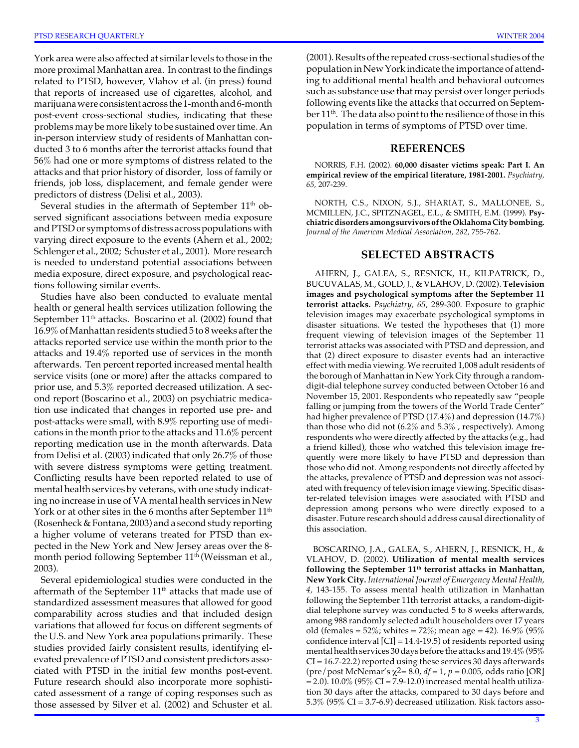York area were also affected at similar levels to those in the more proximal Manhattan area. In contrast to the findings related to PTSD, however, Vlahov et al. (in press) found that reports of increased use of cigarettes, alcohol, and marijuana were consistent across the 1-month and 6-month post-event cross-sectional studies, indicating that these problems may be more likely to be sustained over time. An in-person interview study of residents of Manhattan conducted 3 to 6 months after the terrorist attacks found that 56% had one or more symptoms of distress related to the attacks and that prior history of disorder, loss of family or friends, job loss, displacement, and female gender were predictors of distress (Delisi et al., 2003).

Several studies in the aftermath of September 11th observed significant associations between media exposure and PTSD or symptoms of distress across populations with varying direct exposure to the events (Ahern et al., 2002; Schlenger et al., 2002; Schuster et al., 2001). More research is needed to understand potential associations between media exposure, direct exposure, and psychological reactions following similar events.

Studies have also been conducted to evaluate mental health or general health services utilization following the September 11th attacks. Boscarino et al. (2002) found that 16.9% of Manhattan residents studied 5 to 8 weeks after the attacks reported service use within the month prior to the attacks and 19.4% reported use of services in the month afterwards. Ten percent reported increased mental health service visits (one or more) after the attacks compared to prior use, and 5.3% reported decreased utilization. A second report (Boscarino et al., 2003) on psychiatric medication use indicated that changes in reported use pre- and post-attacks were small, with 8.9% reporting use of medications in the month prior to the attacks and 11.6% percent reporting medication use in the month afterwards. Data from Delisi et al. (2003) indicated that only 26.7% of those with severe distress symptoms were getting treatment. Conflicting results have been reported related to use of mental health services by veterans, with one study indicating no increase in use of VA mental health services in New York or at other sites in the 6 months after September 11th (Rosenheck & Fontana, 2003) and a second study reporting a higher volume of veterans treated for PTSD than expected in the New York and New Jersey areas over the 8-month period following September 11th (Weissman et al., 2003).

Several epidemiological studies were conducted in the aftermath of the September 11th attacks that made use of standardized assessment measures that allowed for good comparability across studies and that included design variations that allowed for focus on different segments of the U.S. and New York area populations primarily. These studies provided fairly consistent results, identifying elevated prevalence of PTSD and consistent predictors associated with PTSD in the initial few months post-event. Future research should also incorporate more sophisticated assessment of a range of coping responses such as those assessed by Silver et al. (2002) and Schuster et al. (2001). Results of the repeated cross-sectional studies of the population in New York indicate the importance of attending to additional mental health and behavioral outcomes such as substance use that may persist over longer periods following events like the attacks that occurred on September 11th. The data also point to the resilience of those in this population in terms of symptoms of PTSD over time.

## REFERENCES

NORRIS, F.H. (2002). **60,000 disaster victims speak: Part I. An empirical review of the empirical literature, 1981-2001.** *Psychiatry, 65,* 207-239.

NORTH, C.S., NIXON, S.J., SHARIAT, S., MALLONEE, S., MCMILLEN, J.C., SPITZNAGEL, E.L., & SMITH, E.M. (1999). **Psychiatric disorders among survivors of the Oklahoma City bombing.** *Journal of the American Medical Association, 282,* 755-762.

## SELECTED ABSTRACTS

AHERN, J., GALEA, S., RESNICK, H., KILPATRICK, D., BUCUVALAS, M., GOLD, J., & VLAHOV, D. (2002). **Television images and psychological symptoms after the September 11 terrorist attacks.** *Psychiatry, 65,* 289-300. Exposure to graphic television images may exacerbate psychological symptoms in disaster situations. We tested the hypotheses that (1) more frequent viewing of television images of the September 11 terrorist attacks was associated with PTSD and depression, and that (2) direct exposure to disaster events had an interactive effect with media viewing. We recruited 1,008 adult residents of the borough of Manhattan in New York City through a random-digit-dial telephone survey conducted between October 16 and November 15, 2001. Respondents who repeatedly saw "people falling or jumping from the towers of the World Trade Center" had higher prevalence of PTSD (17.4%) and depression (14.7%) than those who did not (6.2% and 5.3% , respectively). Among respondents who were directly affected by the attacks (e.g., had a friend killed), those who watched this television image frequently were more likely to have PTSD and depression than those who did not. Among respondents not directly affected by the attacks, prevalence of PTSD and depression was not associated with frequency of television image viewing. Specific disaster-related television images were associated with PTSD and depression among persons who were directly exposed to a disaster. Future research should address causal directionality of this association.

BOSCARINO, J.A., GALEA, S., AHERN, J., RESNICK, H., & VLAHOV, D. (2002). **Utilization of mental health services following the September 11th terrorist attacks in Manhattan, New York City.** *International Journal of Emergency Mental Health, 4,* 143-155. To assess mental health utilization in Manhattan following the September 11th terrorist attacks, a random-digit-dial telephone survey was conducted 5 to 8 weeks afterwards, among 988 randomly selected adult householders over 17 years old (females = 52%; whites = 72%; mean age = 42). 16.9% (95% confidence interval [CI] = 14.4-19.5) of residents reported using mental health services 30 days before the attacks and 19.4% (95% CI = 16.7-22.2) reported using these services 30 days afterwards (pre/post McNemar's $\chi^2 = 8.0$, $df = 1$, $p = 0.005$, odds ratio [OR] = 2.0). 10.0% (95% CI = 7.9-12.0) increased mental health utilization 30 days after the attacks, compared to 30 days before and 5.3% (95% CI = 3.7-6.9) decreased utilization. Risk factors asso-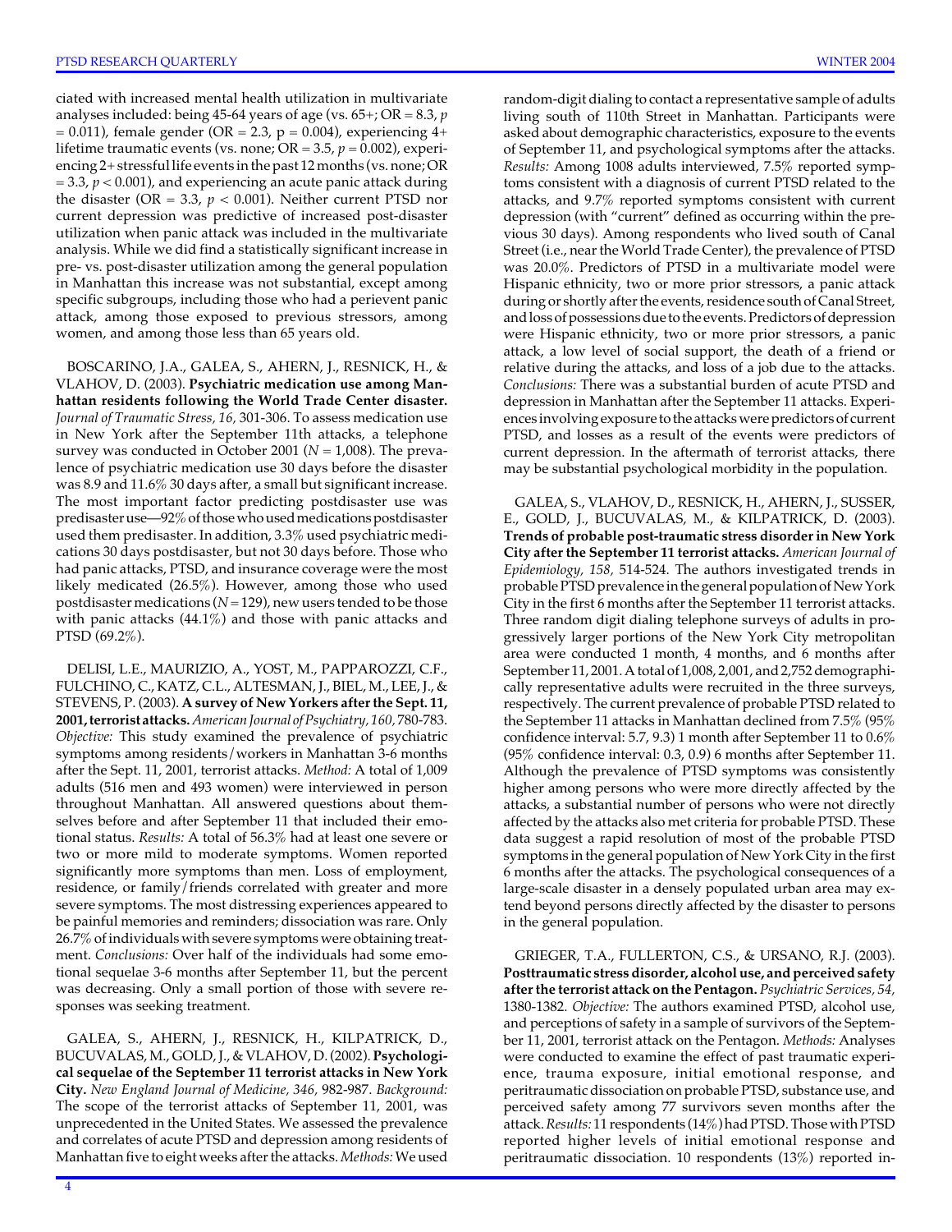ciated with increased mental health utilization in multivariate analyses included: being 45-64 years of age (vs. 65+; OR = 8.3, $p = 0.011$), female gender (OR = 2.3, p = 0.004), experiencing 4+ lifetime traumatic events (vs. none; OR = 3.5, $p = 0.002$), experiencing 2+ stressful life events in the past 12 months (vs. none; OR = 3.3, $p < 0.001$), and experiencing an acute panic attack during the disaster (OR = 3.3, $p < 0.001$). Neither current PTSD nor current depression was predictive of increased post-disaster utilization when panic attack was included in the multivariate analysis. While we did find a statistically significant increase in pre- vs. post-disaster utilization among the general population in Manhattan this increase was not substantial, except among specific subgroups, including those who had a perievent panic attack, among those exposed to previous stressors, among women, and among those less than 65 years old.

BOSCARINO, J.A., GALEA, S., AHERN, J., RESNICK, H., & VLAHOV, D. (2003). **Psychiatric medication use among Manhattan residents following the World Trade Center disaster.** *Journal of Traumatic Stress, 16,* 301-306. To assess medication use in New York after the September 11th attacks, a telephone survey was conducted in October 2001 ($N = 1{,}008$). The prevalence of psychiatric medication use 30 days before the disaster was 8.9 and 11.6% 30 days after, a small but significant increase. The most important factor predicting postdisaster use was predisaster use—92% of those who used medications postdisaster used them predisaster. In addition, 3.3% used psychiatric medications 30 days postdisaster, but not 30 days before. Those who had panic attacks, PTSD, and insurance coverage were the most likely medicated (26.5%). However, among those who used postdisaster medications ($N = 129$), new users tended to be those with panic attacks (44.1%) and those with panic attacks and PTSD (69.2%).

DELISI, L.E., MAURIZIO, A., YOST, M., PAPPAROZZI, C.F., FULCHINO, C., KATZ, C.L., ALTESMAN, J., BIEL, M., LEE, J., & STEVENS, P. (2003). **A survey of New Yorkers after the Sept. 11, 2001, terrorist attacks.** *American Journal of Psychiatry, 160,* 780-783. *Objective:* This study examined the prevalence of psychiatric symptoms among residents/workers in Manhattan 3-6 months after the Sept. 11, 2001, terrorist attacks. *Method:* A total of 1,009 adults (516 men and 493 women) were interviewed in person throughout Manhattan. All answered questions about themselves before and after September 11 that included their emotional status. *Results:* A total of 56.3% had at least one severe or two or more mild to moderate symptoms. Women reported significantly more symptoms than men. Loss of employment, residence, or family/friends correlated with greater and more severe symptoms. The most distressing experiences appeared to be painful memories and reminders; dissociation was rare. Only 26.7% of individuals with severe symptoms were obtaining treatment. *Conclusions:* Over half of the individuals had some emotional sequelae 3-6 months after September 11, but the percent was decreasing. Only a small portion of those with severe responses was seeking treatment.

GALEA, S., AHERN, J., RESNICK, H., KILPATRICK, D., BUCUVALAS, M., GOLD, J., & VLAHOV, D. (2002). **Psychological sequelae of the September 11 terrorist attacks in New York City.** *New England Journal of Medicine, 346,* 982-987. *Background:* The scope of the terrorist attacks of September 11, 2001, was unprecedented in the United States. We assessed the prevalence and correlates of acute PTSD and depression among residents of Manhattan five to eight weeks after the attacks. *Methods:* We used random-digit dialing to contact a representative sample of adults living south of 110th Street in Manhattan. Participants were asked about demographic characteristics, exposure to the events of September 11, and psychological symptoms after the attacks. *Results:* Among 1008 adults interviewed, 7.5% reported symptoms consistent with a diagnosis of current PTSD related to the attacks, and 9.7% reported symptoms consistent with current depression (with "current" defined as occurring within the previous 30 days). Among respondents who lived south of Canal Street (i.e., near the World Trade Center), the prevalence of PTSD was 20.0%. Predictors of PTSD in a multivariate model were Hispanic ethnicity, two or more prior stressors, a panic attack during or shortly after the events, residence south of Canal Street, and loss of possessions due to the events. Predictors of depression were Hispanic ethnicity, two or more prior stressors, a panic attack, a low level of social support, the death of a friend or relative during the attacks, and loss of a job due to the attacks. *Conclusions:* There was a substantial burden of acute PTSD and depression in Manhattan after the September 11 attacks. Experiences involving exposure to the attacks were predictors of current PTSD, and losses as a result of the events were predictors of current depression. In the aftermath of terrorist attacks, there may be substantial psychological morbidity in the population.

GALEA, S., VLAHOV, D., RESNICK, H., AHERN, J., SUSSER, E., GOLD, J., BUCUVALAS, M., & KILPATRICK, D. (2003). **Trends of probable post-traumatic stress disorder in New York City after the September 11 terrorist attacks.** *American Journal of Epidemiology, 158,* 514-524. The authors investigated trends in probable PTSD prevalence in the general population of New York City in the first 6 months after the September 11 terrorist attacks. Three random digit dialing telephone surveys of adults in progressively larger portions of the New York City metropolitan area were conducted 1 month, 4 months, and 6 months after September 11, 2001. A total of 1,008, 2,001, and 2,752 demographically representative adults were recruited in the three surveys, respectively. The current prevalence of probable PTSD related to the September 11 attacks in Manhattan declined from 7.5% (95% confidence interval: 5.7, 9.3) 1 month after September 11 to 0.6% (95% confidence interval: 0.3, 0.9) 6 months after September 11. Although the prevalence of PTSD symptoms was consistently higher among persons who were more directly affected by the attacks, a substantial number of persons who were not directly affected by the attacks also met criteria for probable PTSD. These data suggest a rapid resolution of most of the probable PTSD symptoms in the general population of New York City in the first 6 months after the attacks. The psychological consequences of a large-scale disaster in a densely populated urban area may extend beyond persons directly affected by the disaster to persons in the general population.

GRIEGER, T.A., FULLERTON, C.S., & URSANO, R.J. (2003). **Posttraumatic stress disorder, alcohol use, and perceived safety after the terrorist attack on the Pentagon.** *Psychiatric Services, 54,* 1380-1382. *Objective:* The authors examined PTSD, alcohol use, and perceptions of safety in a sample of survivors of the September 11, 2001, terrorist attack on the Pentagon. *Methods:* Analyses were conducted to examine the effect of past traumatic experience, trauma exposure, initial emotional response, and peritraumatic dissociation on probable PTSD, substance use, and perceived safety among 77 survivors seven months after the attack. *Results:* 11 respondents (14%) had PTSD. Those with PTSD reported higher levels of initial emotional response and peritraumatic dissociation. 10 respondents (13%) reported in-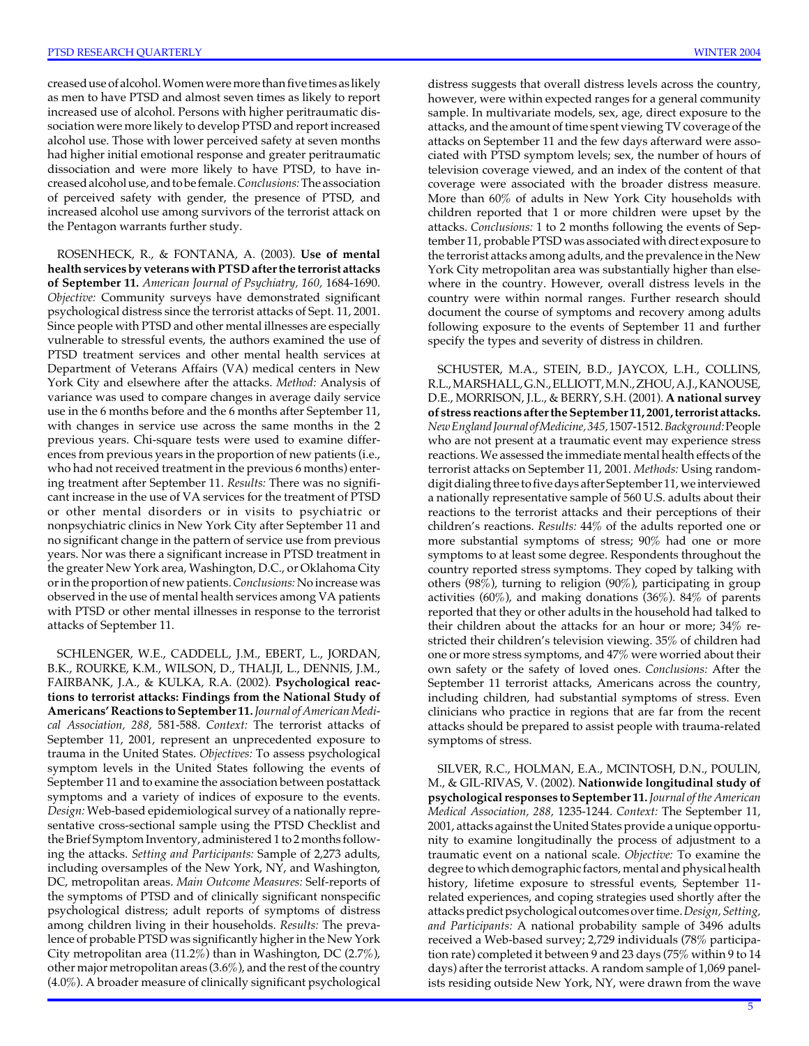creased use of alcohol. Women were more than five times as likely as men to have PTSD and almost seven times as likely to report increased use of alcohol. Persons with higher peritraumatic dissociation were more likely to develop PTSD and report increased alcohol use. Those with lower perceived safety at seven months had higher initial emotional response and greater peritraumatic dissociation and were more likely to have PTSD, to have increased alcohol use, and to be female. *Conclusions:* The association of perceived safety with gender, the presence of PTSD, and increased alcohol use among survivors of the terrorist attack on the Pentagon warrants further study.

ROSENHECK, R., & FONTANA, A. (2003). **Use of mental health services by veterans with PTSD after the terrorist attacks of September 11.** *American Journal of Psychiatry, 160,* 1684-1690. *Objective:* Community surveys have demonstrated significant psychological distress since the terrorist attacks of Sept. 11, 2001. Since people with PTSD and other mental illnesses are especially vulnerable to stressful events, the authors examined the use of PTSD treatment services and other mental health services at Department of Veterans Affairs (VA) medical centers in New York City and elsewhere after the attacks. *Method:* Analysis of variance was used to compare changes in average daily service use in the 6 months before and the 6 months after September 11, with changes in service use across the same months in the 2 previous years. Chi-square tests were used to examine differences from previous years in the proportion of new patients (i.e., who had not received treatment in the previous 6 months) entering treatment after September 11. *Results:* There was no significant increase in the use of VA services for the treatment of PTSD or other mental disorders or in visits to psychiatric or nonpsychiatric clinics in New York City after September 11 and no significant change in the pattern of service use from previous years. Nor was there a significant increase in PTSD treatment in the greater New York area, Washington, D.C., or Oklahoma City or in the proportion of new patients. *Conclusions:* No increase was observed in the use of mental health services among VA patients with PTSD or other mental illnesses in response to the terrorist attacks of September 11.

SCHLENGER, W.E., CADDELL, J.M., EBERT, L., JORDAN, B.K., ROURKE, K.M., WILSON, D., THALJI, L., DENNIS, J.M., FAIRBANK, J.A., & KULKA, R.A. (2002). **Psychological reactions to terrorist attacks: Findings from the National Study of Americans' Reactions to September 11.** *Journal of American Medical Association, 288,* 581-588. *Context:* The terrorist attacks of September 11, 2001, represent an unprecedented exposure to trauma in the United States. *Objectives:* To assess psychological symptom levels in the United States following the events of September 11 and to examine the association between postattack symptoms and a variety of indices of exposure to the events. *Design:* Web-based epidemiological survey of a nationally representative cross-sectional sample using the PTSD Checklist and the Brief Symptom Inventory, administered 1 to 2 months following the attacks. *Setting and Participants:* Sample of 2,273 adults, including oversamples of the New York, NY, and Washington, DC, metropolitan areas. *Main Outcome Measures:* Self-reports of the symptoms of PTSD and of clinically significant nonspecific psychological distress; adult reports of symptoms of distress among children living in their households. *Results:* The prevalence of probable PTSD was significantly higher in the New York City metropolitan area (11.2%) than in Washington, DC (2.7%), other major metropolitan areas (3.6%), and the rest of the country (4.0%). A broader measure of clinically significant psychological distress suggests that overall distress levels across the country, however, were within expected ranges for a general community sample. In multivariate models, sex, age, direct exposure to the attacks, and the amount of time spent viewing TV coverage of the attacks on September 11 and the few days afterward were associated with PTSD symptom levels; sex, the number of hours of television coverage viewed, and an index of the content of that coverage were associated with the broader distress measure. More than 60% of adults in New York City households with children reported that 1 or more children were upset by the attacks. *Conclusions:* 1 to 2 months following the events of September 11, probable PTSD was associated with direct exposure to the terrorist attacks among adults, and the prevalence in the New York City metropolitan area was substantially higher than elsewhere in the country. However, overall distress levels in the country were within normal ranges. Further research should document the course of symptoms and recovery among adults following exposure to the events of September 11 and further specify the types and severity of distress in children.

SCHUSTER, M.A., STEIN, B.D., JAYCOX, L.H., COLLINS, R.L., MARSHALL, G.N., ELLIOTT, M.N., ZHOU, A.J., KANOUSE, D.E., MORRISON, J.L., & BERRY, S.H. (2001). **A national survey of stress reactions after the September 11, 2001, terrorist attacks.** *New England Journal of Medicine, 345,* 1507-1512. *Background:* People who are not present at a traumatic event may experience stress reactions. We assessed the immediate mental health effects of the terrorist attacks on September 11, 2001. *Methods:* Using random-digit dialing three to five days after September 11, we interviewed a nationally representative sample of 560 U.S. adults about their reactions to the terrorist attacks and their perceptions of their children's reactions. *Results:* 44% of the adults reported one or more substantial symptoms of stress; 90% had one or more symptoms to at least some degree. Respondents throughout the country reported stress symptoms. They coped by talking with others (98%), turning to religion (90%), participating in group activities (60%), and making donations (36%). 84% of parents reported that they or other adults in the household had talked to their children about the attacks for an hour or more; 34% restricted their children's television viewing. 35% of children had one or more stress symptoms, and 47% were worried about their own safety or the safety of loved ones. *Conclusions:* After the September 11 terrorist attacks, Americans across the country, including children, had substantial symptoms of stress. Even clinicians who practice in regions that are far from the recent attacks should be prepared to assist people with trauma-related symptoms of stress.

SILVER, R.C., HOLMAN, E.A., MCINTOSH, D.N., POULIN, M., & GIL-RIVAS, V. (2002). **Nationwide longitudinal study of psychological responses to September 11.** *Journal of the American Medical Association, 288,* 1235-1244. *Context:* The September 11, 2001, attacks against the United States provide a unique opportunity to examine longitudinally the process of adjustment to a traumatic event on a national scale. *Objective:* To examine the degree to which demographic factors, mental and physical health history, lifetime exposure to stressful events, September 11-related experiences, and coping strategies used shortly after the attacks predict psychological outcomes over time. *Design, Setting, and Participants:* A national probability sample of 3496 adults received a Web-based survey; 2,729 individuals (78% participation rate) completed it between 9 and 23 days (75% within 9 to 14 days) after the terrorist attacks. A random sample of 1,069 panelists residing outside New York, NY, were drawn from the wave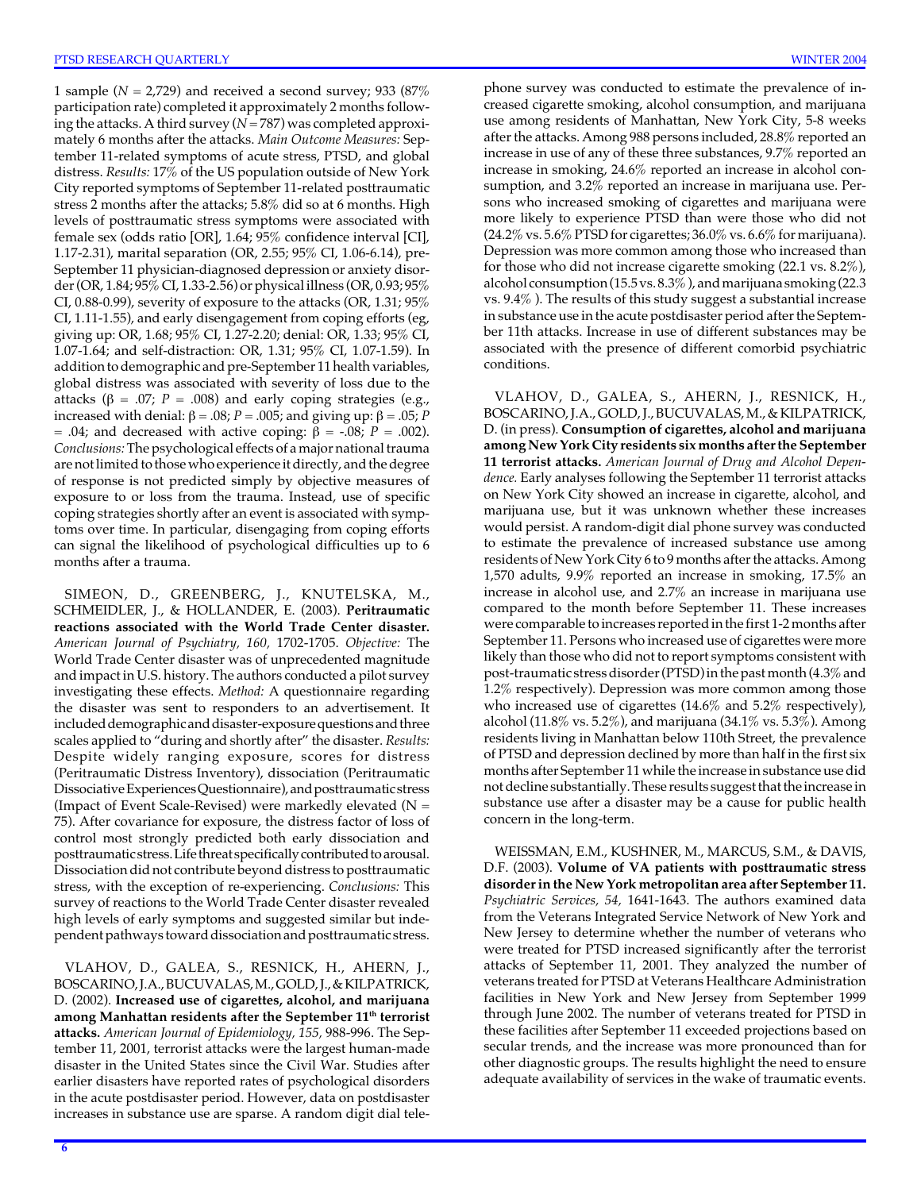1 sample (*N* = 2,729) and received a second survey; 933 (87% participation rate) completed it approximately 2 months following the attacks. A third survey (*N* = 787) was completed approximately 6 months after the attacks. *Main Outcome Measures:* September 11-related symptoms of acute stress, PTSD, and global distress. *Results:* 17% of the US population outside of New York City reported symptoms of September 11-related posttraumatic stress 2 months after the attacks; 5.8% did so at 6 months. High levels of posttraumatic stress symptoms were associated with female sex (odds ratio [OR], 1.64; 95% confidence interval [CI], 1.17-2.31), marital separation (OR, 2.55; 95% CI, 1.06-6.14), pre-September 11 physician-diagnosed depression or anxiety disorder (OR, 1.84; 95% CI, 1.33-2.56) or physical illness (OR, 0.93; 95% CI, 0.88-0.99), severity of exposure to the attacks (OR, 1.31; 95% CI, 1.11-1.55), and early disengagement from coping efforts (eg, giving up: OR, 1.68; 95% CI, 1.27-2.20; denial: OR, 1.33; 95% CI, 1.07-1.64; and self-distraction: OR, 1.31; 95% CI, 1.07-1.59). In addition to demographic and pre-September 11 health variables, global distress was associated with severity of loss due to the attacks ($\beta$ = .07; *P* = .008) and early coping strategies (e.g., increased with denial: $\beta$ = .08; *P* = .005; and giving up: $\beta$ = .05; *P* = .04; and decreased with active coping: $\beta$ = -.08; *P* = .002). *Conclusions:* The psychological effects of a major national trauma are not limited to those who experience it directly, and the degree of response is not predicted simply by objective measures of exposure to or loss from the trauma. Instead, use of specific coping strategies shortly after an event is associated with symptoms over time. In particular, disengaging from coping efforts can signal the likelihood of psychological difficulties up to 6 months after a trauma.

SIMEON, D., GREENBERG, J., KNUTELSKA, M., SCHMEIDLER, J., & HOLLANDER, E. (2003). **Peritraumatic reactions associated with the World Trade Center disaster.** *American Journal of Psychiatry, 160*, 1702-1705. *Objective:* The World Trade Center disaster was of unprecedented magnitude and impact in U.S. history. The authors conducted a pilot survey investigating these effects. *Method:* A questionnaire regarding the disaster was sent to responders to an advertisement. It included demographic and disaster-exposure questions and three scales applied to "during and shortly after" the disaster. *Results:* Despite widely ranging exposure, scores for distress (Peritraumatic Distress Inventory), dissociation (Peritraumatic Dissociative Experiences Questionnaire), and posttraumatic stress (Impact of Event Scale-Revised) were markedly elevated (N = 75). After covariance for exposure, the distress factor of loss of control most strongly predicted both early dissociation and posttraumatic stress. Life threat specifically contributed to arousal. Dissociation did not contribute beyond distress to posttraumatic stress, with the exception of re-experiencing. *Conclusions:* This survey of reactions to the World Trade Center disaster revealed high levels of early symptoms and suggested similar but independent pathways toward dissociation and posttraumatic stress.

VLAHOV, D., GALEA, S., RESNICK, H., AHERN, J., BOSCARINO, J.A., BUCUVALAS, M., GOLD, J., & KILPATRICK, D. (2002). **Increased use of cigarettes, alcohol, and marijuana among Manhattan residents after the September 11th terrorist attacks.** *American Journal of Epidemiology, 155*, 988-996. The September 11, 2001, terrorist attacks were the largest human-made disaster in the United States since the Civil War. Studies after earlier disasters have reported rates of psychological disorders in the acute postdisaster period. However, data on postdisaster increases in substance use are sparse. A random digit dial telephone survey was conducted to estimate the prevalence of increased cigarette smoking, alcohol consumption, and marijuana use among residents of Manhattan, New York City, 5-8 weeks after the attacks. Among 988 persons included, 28.8% reported an increase in use of any of these three substances, 9.7% reported an increase in smoking, 24.6% reported an increase in alcohol consumption, and 3.2% reported an increase in marijuana use. Persons who increased smoking of cigarettes and marijuana were more likely to experience PTSD than were those who did not (24.2% vs. 5.6% PTSD for cigarettes; 36.0% vs. 6.6% for marijuana). Depression was more common among those who increased than for those who did not increase cigarette smoking (22.1 vs. 8.2%), alcohol consumption (15.5 vs. 8.3%), and marijuana smoking (22.3 vs. 9.4%). The results of this study suggest a substantial increase in substance use in the acute postdisaster period after the September 11th attacks. Increase in use of different substances may be associated with the presence of different comorbid psychiatric conditions.

VLAHOV, D., GALEA, S., AHERN, J., RESNICK, H., BOSCARINO, J.A., GOLD, J., BUCUVALAS, M., & KILPATRICK, D. (in press). **Consumption of cigarettes, alcohol and marijuana among New York City residents six months after the September 11 terrorist attacks.** *American Journal of Drug and Alcohol Dependence.* Early analyses following the September 11 terrorist attacks on New York City showed an increase in cigarette, alcohol, and marijuana use, but it was unknown whether these increases would persist. A random-digit dial phone survey was conducted to estimate the prevalence of increased substance use among residents of New York City 6 to 9 months after the attacks. Among 1,570 adults, 9.9% reported an increase in smoking, 17.5% an increase in alcohol use, and 2.7% an increase in marijuana use compared to the month before September 11. These increases were comparable to increases reported in the first 1-2 months after September 11. Persons who increased use of cigarettes were more likely than those who did not to report symptoms consistent with post-traumatic stress disorder (PTSD) in the past month (4.3% and 1.2% respectively). Depression was more common among those who increased use of cigarettes (14.6% and 5.2% respectively), alcohol (11.8% vs. 5.2%), and marijuana (34.1% vs. 5.3%). Among residents living in Manhattan below 110th Street, the prevalence of PTSD and depression declined by more than half in the first six months after September 11 while the increase in substance use did not decline substantially. These results suggest that the increase in substance use after a disaster may be a cause for public health concern in the long-term.

WEISSMAN, E.M., KUSHNER, M., MARCUS, S.M., & DAVIS, D.F. (2003). **Volume of VA patients with posttraumatic stress disorder in the New York metropolitan area after September 11.** *Psychiatric Services, 54*, 1641-1643. The authors examined data from the Veterans Integrated Service Network of New York and New Jersey to determine whether the number of veterans who were treated for PTSD increased significantly after the terrorist attacks of September 11, 2001. They analyzed the number of veterans treated for PTSD at Veterans Healthcare Administration facilities in New York and New Jersey from September 1999 through June 2002. The number of veterans treated for PTSD in these facilities after September 11 exceeded projections based on secular trends, and the increase was more pronounced than for other diagnostic groups. The results highlight the need to ensure adequate availability of services in the wake of traumatic events.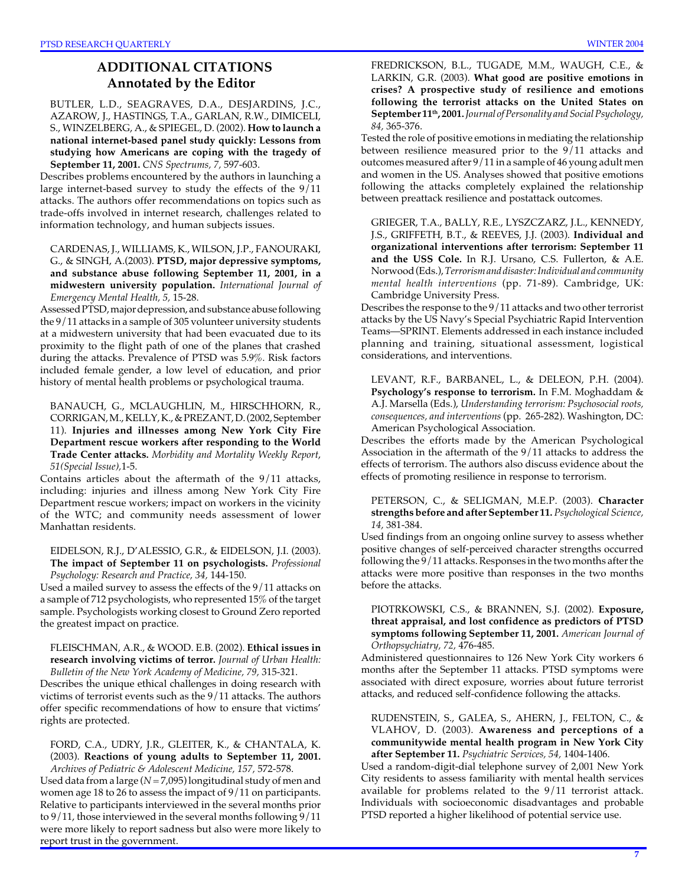## ADDITIONAL CITATIONS
### Annotated by the Editor

BUTLER, L.D., SEAGRAVES, D.A., DESJARDINS, J.C., AZAROW, J., HASTINGS, T.A., GARLAN, R.W., DIMICELI, S., WINZELBERG, A., & SPIEGEL, D. (2002). **How to launch a national internet-based panel study quickly: Lessons from studying how Americans are coping with the tragedy of September 11, 2001.** *CNS Spectrums, 7*, 597-603.

Describes problems encountered by the authors in launching a large internet-based survey to study the effects of the 9/11 attacks. The authors offer recommendations on topics such as trade-offs involved in internet research, challenges related to information technology, and human subjects issues.

CARDENAS, J., WILLIAMS, K., WILSON, J.P., FANOURAKI, G., & SINGH, A.(2003). **PTSD, major depressive symptoms, and substance abuse following September 11, 2001, in a midwestern university population.** *International Journal of Emergency Mental Health, 5*, 15-28.

Assessed PTSD, major depression, and substance abuse following the 9/11 attacks in a sample of 305 volunteer university students at a midwestern university that had been evacuated due to its proximity to the flight path of one of the planes that crashed during the attacks. Prevalence of PTSD was 5.9%. Risk factors included female gender, a low level of education, and prior history of mental health problems or psychological trauma.

BANAUCH, G., MCLAUGHLIN, M., HIRSCHHORN, R., CORRIGAN, M., KELLY, K., & PREZANT, D. (2002, September 11). **Injuries and illnesses among New York City Fire Department rescue workers after responding to the World Trade Center attacks.** *Morbidity and Mortality Weekly Report, 51(Special Issue)*, 1-5.

Contains articles about the aftermath of the 9/11 attacks, including: injuries and illness among New York City Fire Department rescue workers; impact on workers in the vicinity of the WTC; and community needs assessment of lower Manhattan residents.

EIDELSON, R.J., D'ALESSIO, G.R., & EIDELSON, J.I. (2003). **The impact of September 11 on psychologists.** *Professional Psychology: Research and Practice, 34*, 144-150.

Used a mailed survey to assess the effects of the 9/11 attacks on a sample of 712 psychologists, who represented 15% of the target sample. Psychologists working closest to Ground Zero reported the greatest impact on practice.

FLEISCHMAN, A.R., & WOOD. E.B. (2002). **Ethical issues in research involving victims of terror.** *Journal of Urban Health: Bulletin of the New York Academy of Medicine, 79*, 315-321.

Describes the unique ethical challenges in doing research with victims of terrorist events such as the 9/11 attacks. The authors offer specific recommendations of how to ensure that victims' rights are protected.

FORD, C.A., UDRY, J.R., GLEITER, K., & CHANTALA, K. (2003). **Reactions of young adults to September 11, 2001.** *Archives of Pediatric & Adolescent Medicine, 157*, 572-578.

Used data from a large ($N = 7{,}095$) longitudinal study of men and women age 18 to 26 to assess the impact of 9/11 on participants. Relative to participants interviewed in the several months prior to 9/11, those interviewed in the several months following 9/11 were more likely to report sadness but also were more likely to report trust in the government.

FREDRICKSON, B.L., TUGADE, M.M., WAUGH, C.E., & LARKIN, G.R. (2003). **What good are positive emotions in crises? A prospective study of resilience and emotions following the terrorist attacks on the United States on September 11th, 2001.** *Journal of Personality and Social Psychology, 84*, 365-376.

Tested the role of positive emotions in mediating the relationship between resilience measured prior to the 9/11 attacks and outcomes measured after 9/11 in a sample of 46 young adult men and women in the US. Analyses showed that positive emotions following the attacks completely explained the relationship between preattack resilience and postattack outcomes.

GRIEGER, T.A., BALLY, R.E., LYSZCZARZ, J.L., KENNEDY, J.S., GRIFFETH, B.T., & REEVES, J.J. (2003). **Individual and organizational interventions after terrorism: September 11 and the USS Cole.** In R.J. Ursano, C.S. Fullerton, & A.E. Norwood (Eds.), *Terrorism and disaster: Individual and community mental health interventions* (pp. 71-89). Cambridge, UK: Cambridge University Press.

Describes the response to the 9/11 attacks and two other terrorist attacks by the US Navy's Special Psychiatric Rapid Intervention Teams—SPRINT. Elements addressed in each instance included planning and training, situational assessment, logistical considerations, and interventions.

LEVANT, R.F., BARBANEL, L., & DELEON, P.H. (2004). **Psychology's response to terrorism.** In F.M. Moghaddam & A.J. Marsella (Eds.), *Understanding terrorism: Psychosocial roots, consequences, and interventions* (pp. 265-282). Washington, DC: American Psychological Association.

Describes the efforts made by the American Psychological Association in the aftermath of the 9/11 attacks to address the effects of terrorism. The authors also discuss evidence about the effects of promoting resilience in response to terrorism.

PETERSON, C., & SELIGMAN, M.E.P. (2003). **Character strengths before and after September 11.** *Psychological Science, 14*, 381-384.

Used findings from an ongoing online survey to assess whether positive changes of self-perceived character strengths occurred following the 9/11 attacks. Responses in the two months after the attacks were more positive than responses in the two months before the attacks.

PIOTRKOWSKI, C.S., & BRANNEN, S.J. (2002). **Exposure, threat appraisal, and lost confidence as predictors of PTSD symptoms following September 11, 2001.** *American Journal of Orthopsychiatry, 72*, 476-485.

Administered questionnaires to 126 New York City workers 6 months after the September 11 attacks. PTSD symptoms were associated with direct exposure, worries about future terrorist attacks, and reduced self-confidence following the attacks.

RUDENSTEIN, S., GALEA, S., AHERN, J., FELTON, C., & VLAHOV, D. (2003). **Awareness and perceptions of a communitywide mental health program in New York City after September 11.** *Psychiatric Services, 54*, 1404-1406.

Used a random-digit-dial telephone survey of 2,001 New York City residents to assess familiarity with mental health services available for problems related to the 9/11 terrorist attack. Individuals with socioeconomic disadvantages and probable PTSD reported a higher likelihood of potential service use.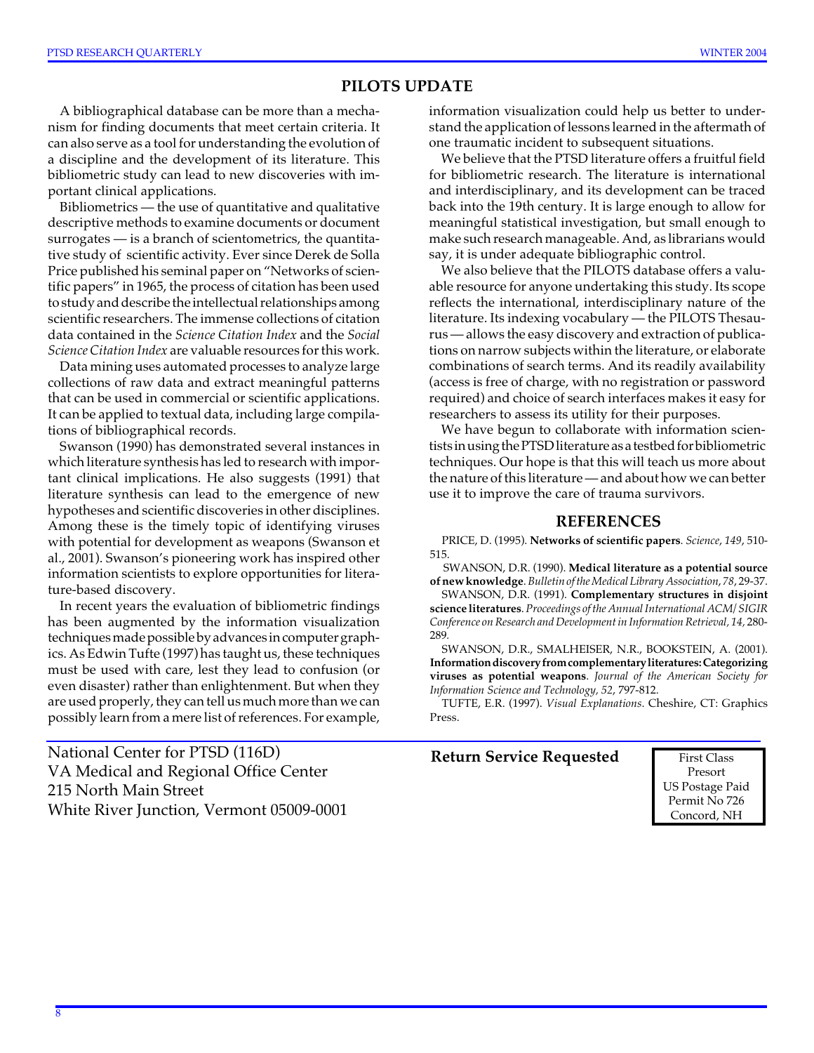## PILOTS UPDATE

A bibliographical database can be more than a mechanism for finding documents that meet certain criteria. It can also serve as a tool for understanding the evolution of a discipline and the development of its literature. This bibliometric study can lead to new discoveries with important clinical applications.

Bibliometrics — the use of quantitative and qualitative descriptive methods to examine documents or document surrogates — is a branch of scientometrics, the quantitative study of scientific activity. Ever since Derek de Solla Price published his seminal paper on "Networks of scientific papers" in 1965, the process of citation has been used to study and describe the intellectual relationships among scientific researchers. The immense collections of citation data contained in the *Science Citation Index* and the *Social Science Citation Index* are valuable resources for this work.

Data mining uses automated processes to analyze large collections of raw data and extract meaningful patterns that can be used in commercial or scientific applications. It can be applied to textual data, including large compilations of bibliographical records.

Swanson (1990) has demonstrated several instances in which literature synthesis has led to research with important clinical implications. He also suggests (1991) that literature synthesis can lead to the emergence of new hypotheses and scientific discoveries in other disciplines. Among these is the timely topic of identifying viruses with potential for development as weapons (Swanson et al., 2001). Swanson's pioneering work has inspired other information scientists to explore opportunities for literature-based discovery.

In recent years the evaluation of bibliometric findings has been augmented by the information visualization techniques made possible by advances in computer graphics. As Edwin Tufte (1997) has taught us, these techniques must be used with care, lest they lead to confusion (or even disaster) rather than enlightenment. But when they are used properly, they can tell us much more than we can possibly learn from a mere list of references. For example, information visualization could help us better to understand the application of lessons learned in the aftermath of one traumatic incident to subsequent situations.

We believe that the PTSD literature offers a fruitful field for bibliometric research. The literature is international and interdisciplinary, and its development can be traced back into the 19th century. It is large enough to allow for meaningful statistical investigation, but small enough to make such research manageable. And, as librarians would say, it is under adequate bibliographic control.

We also believe that the PILOTS database offers a valuable resource for anyone undertaking this study. Its scope reflects the international, interdisciplinary nature of the literature. Its indexing vocabulary — the PILOTS Thesaurus — allows the easy discovery and extraction of publications on narrow subjects within the literature, or elaborate combinations of search terms. And its readily availability (access is free of charge, with no registration or password required) and choice of search interfaces makes it easy for researchers to assess its utility for their purposes.

We have begun to collaborate with information scientists in using the PTSD literature as a testbed for bibliometric techniques. Our hope is that this will teach us more about the nature of this literature — and about how we can better use it to improve the care of trauma survivors.

### REFERENCES

PRICE, D. (1995). **Networks of scientific papers**. *Science*, *149*, 510-515.

SWANSON, D.R. (1990). **Medical literature as a potential source of new knowledge**. *Bulletin of the Medical Library Association*, *78*, 29-37.

SWANSON, D.R. (1991). **Complementary structures in disjoint science literatures**. *Proceedings of the Annual International ACM/SIGIR Conference on Research and Development in Information Retrieval*, *14*, 280-289.

SWANSON, D.R., SMALHEISER, N.R., BOOKSTEIN, A. (2001). **Information discovery from complementary literatures: Categorizing viruses as potential weapons**. *Journal of the American Society for Information Science and Technology*, *52*, 797-812.

TUFTE, E.R. (1997). *Visual Explanations*. Cheshire, CT: Graphics Press.

---

National Center for PTSD (116D)
VA Medical and Regional Office Center
215 North Main Street
White River Junction, Vermont 05009-0001

**Return Service Requested**

First Class
Presort
US Postage Paid
Permit No 726
Concord, NH